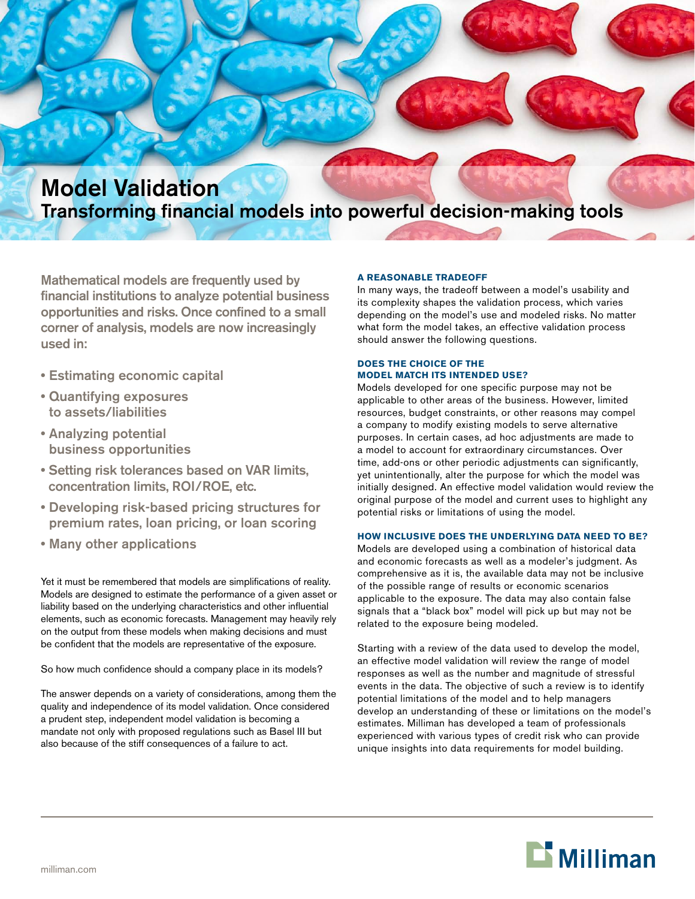# Model Validation

## Transforming financial models into powerful decision-making tools

**Mathematical models are frequently used by financial institutions to analyze potential business opportunities and risks. Once confined to a small corner of analysis, models are now increasingly used in:**

- Estimating economic capital
- Quantifying exposures to assets/liabilities
- Analyzing potential business opportunities
- Setting risk tolerances based on VAR limits, concentration limits, ROI/ROE, etc.
- Developing risk-based pricing structures for premium rates, loan pricing, or loan scoring
- Many other applications

Yet it must be remembered that models are simplifications of reality. Models are designed to estimate the performance of a given asset or liability based on the underlying characteristics and other influential elements, such as economic forecasts. Management may heavily rely on the output from these models when making decisions and must be confident that the models are representative of the exposure.

So how much confidence should a company place in its models?

The answer depends on a variety of considerations, among them the quality and independence of its model validation. Once considered a prudent step, independent model validation is becoming a mandate not only with proposed regulations such as Basel III but also because of the stiff consequences of a failure to act.

### A REASONABLE TRADEOFF

In many ways, the tradeoff between a model's usability and its complexity shapes the validation process, which varies depending on the model's use and modeled risks. No matter what form the model takes, an effective validation process should answer the following questions.

### DOES THE CHOICE OF THE MODEL MATCH ITS INTENDED USE?

Models developed for one specific purpose may not be applicable to other areas of the business. However, limited resources, budget constraints, or other reasons may compel a company to modify existing models to serve alternative purposes. In certain cases, ad hoc adjustments are made to a model to account for extraordinary circumstances. Over time, add-ons or other periodic adjustments can significantly, yet unintentionally, alter the purpose for which the model was initially designed. An effective model validation would review the original purpose of the model and current uses to highlight any potential risks or limitations of using the model.

### HOW INCLUSIVE DOES THE UNDERLYING DATA NEED TO BE?

Models are developed using a combination of historical data and economic forecasts as well as a modeler's judgment. As comprehensive as it is, the available data may not be inclusive of the possible range of results or economic scenarios applicable to the exposure. The data may also contain false signals that a "black box" model will pick up but may not be related to the exposure being modeled.

Starting with a review of the data used to develop the model, an effective model validation will review the range of model responses as well as the number and magnitude of stressful events in the data. The objective of such a review is to identify potential limitations of the model and to help managers develop an understanding of these or limitations on the model's estimates. Milliman has developed a team of professionals experienced with various types of credit risk who can provide unique insights into data requirements for model building.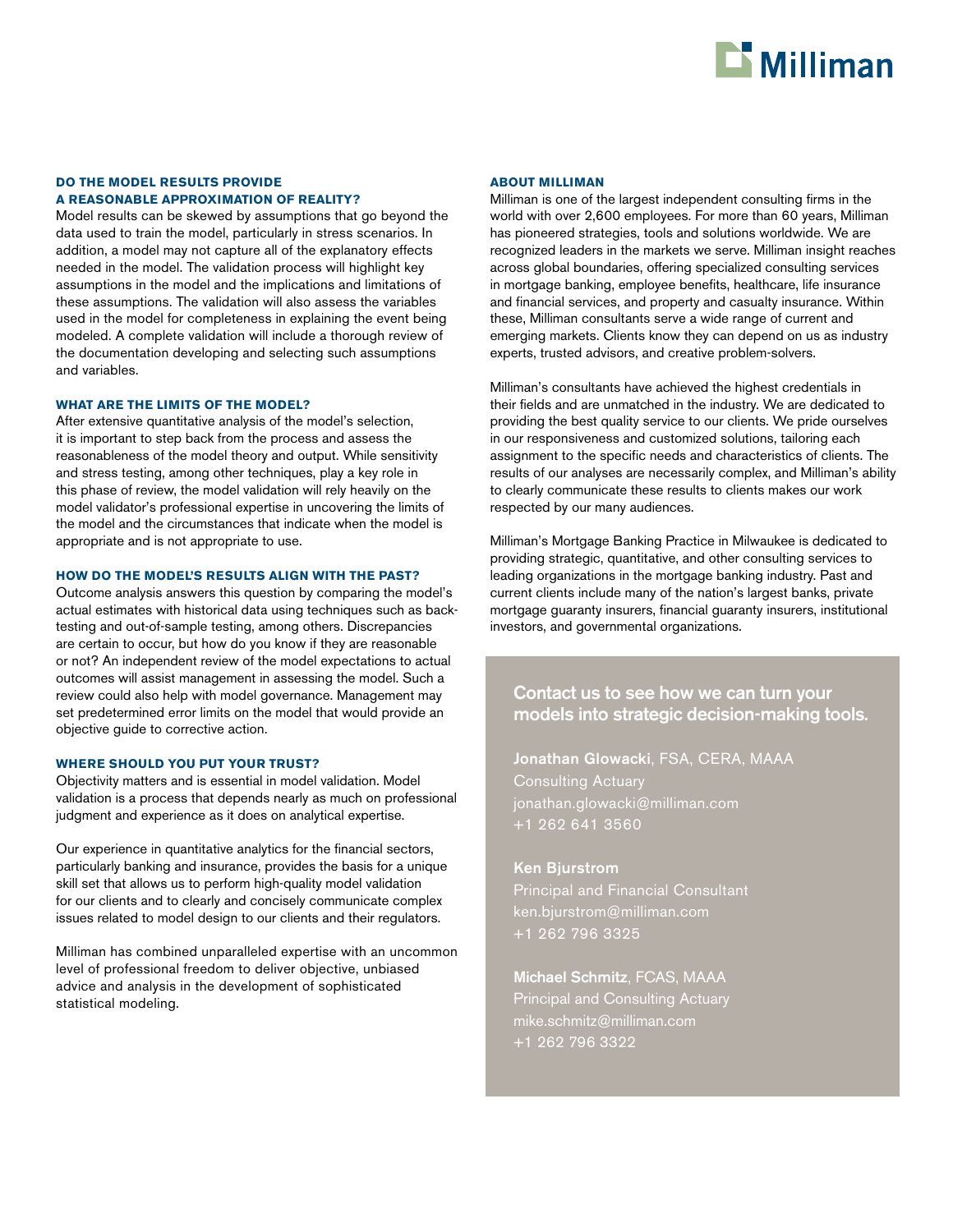### DO THE MODEL RESULTS PROVIDE A REASONABLE APPROXIMATION OF REALITY?

Model results can be skewed by assumptions that go beyond the data used to train the model, particularly in stress scenarios. In addition, a model may not capture all of the explanatory effects needed in the model. The validation process will highlight key assumptions in the model and the implications and limitations of these assumptions. The validation will also assess the variables used in the model for completeness in explaining the event being modeled. A complete validation will include a thorough review of the documentation developing and selecting such assumptions and variables.

### WHAT ARE THE LIMITS OF THE MODEL?

After extensive quantitative analysis of the model's selection, it is important to step back from the process and assess the reasonableness of the model theory and output. While sensitivity and stress testing, among other techniques, play a key role in this phase of review, the model validation will rely heavily on the model validator's professional expertise in uncovering the limits of the model and the circumstances that indicate when the model is appropriate and is not appropriate to use.

### HOW DO THE MODEL'S RESULTS ALIGN WITH THE PAST?

Outcome analysis answers this question by comparing the model's actual estimates with historical data using techniques such as back-testing and out-of-sample testing, among others. Discrepancies are certain to occur, but how do you know if they are reasonable or not? An independent review of the model expectations to actual outcomes will assist management in assessing the model. Such a review could also help with model governance. Management may set predetermined error limits on the model that would provide an objective guide to corrective action.

### WHERE SHOULD YOU PUT YOUR TRUST?

Objectivity matters and is essential in model validation. Model validation is a process that depends nearly as much on professional judgment and experience as it does on analytical expertise.

Our experience in quantitative analytics for the financial sectors, particularly banking and insurance, provides the basis for a unique skill set that allows us to perform high-quality model validation for our clients and to clearly and concisely communicate complex issues related to model design to our clients and their regulators.

Milliman has combined unparalleled expertise with an uncommon level of professional freedom to deliver objective, unbiased advice and analysis in the development of sophisticated statistical modeling.

### ABOUT MILLIMAN

Milliman is one of the largest independent consulting firms in the world with over 2,600 employees. For more than 60 years, Milliman has pioneered strategies, tools and solutions worldwide. We are recognized leaders in the markets we serve. Milliman insight reaches across global boundaries, offering specialized consulting services in mortgage banking, employee benefits, healthcare, life insurance and financial services, and property and casualty insurance. Within these, Milliman consultants serve a wide range of current and emerging markets. Clients know they can depend on us as industry experts, trusted advisors, and creative problem-solvers.

Milliman's consultants have achieved the highest credentials in their fields and are unmatched in the industry. We are dedicated to providing the best quality service to our clients. We pride ourselves in our responsiveness and customized solutions, tailoring each assignment to the specific needs and characteristics of clients. The results of our analyses are necessarily complex, and Milliman's ability to clearly communicate these results to clients makes our work respected by our many audiences.

Milliman's Mortgage Banking Practice in Milwaukee is dedicated to providing strategic, quantitative, and other consulting services to leading organizations in the mortgage banking industry. Past and current clients include many of the nation's largest banks, private mortgage guaranty insurers, financial guaranty insurers, institutional investors, and governmental organizations.

**Contact us to see how we can turn your models into strategic decision-making tools.**

**Jonathan Glowacki**, FSA, CERA, MAAA
Consulting Actuary
jonathan.glowacki@milliman.com
+1 262 641 3560

**Ken Bjurstrom**
Principal and Financial Consultant
ken.bjurstrom@milliman.com
+1 262 796 3325

**Michael Schmitz**, FCAS, MAAA
Principal and Consulting Actuary
mike.schmitz@milliman.com
+1 262 796 3322